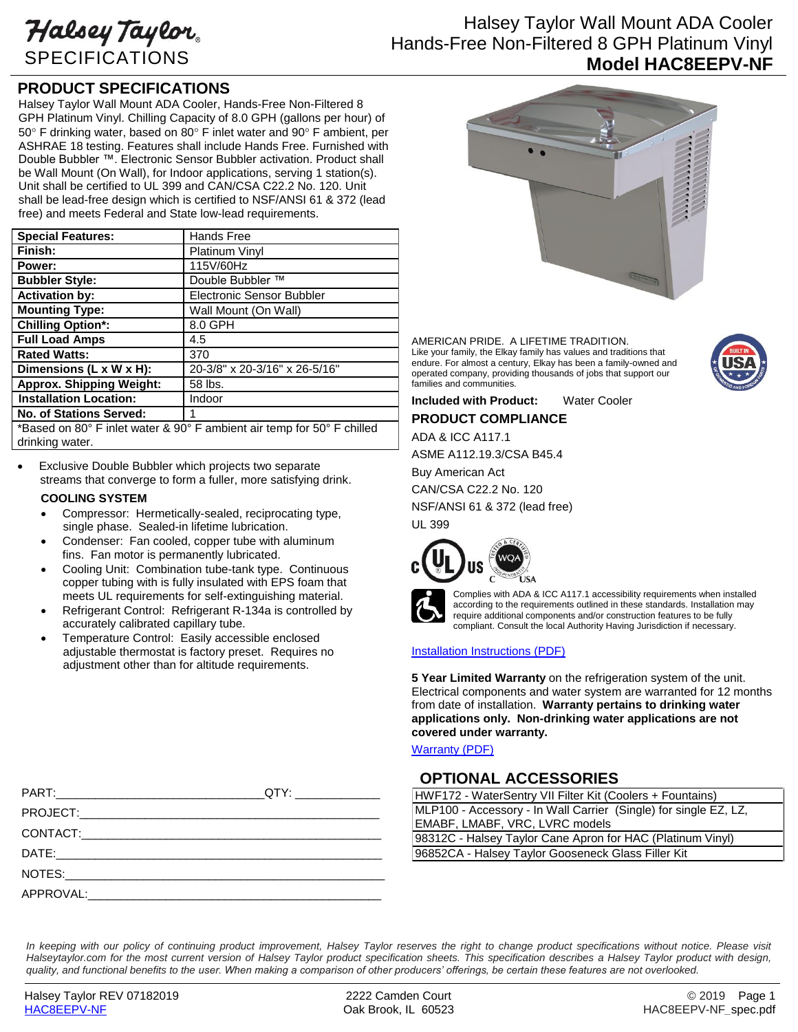# Halsey Taylor SPECIFICATIONS

# Halsey Taylor Wall Mount ADA Cooler Hands-Free Non-Filtered 8 GPH Platinum Vinyl
## Model HAC8EEPV-NF

## PRODUCT SPECIFICATIONS

Halsey Taylor Wall Mount ADA Cooler, Hands-Free Non-Filtered 8 GPH Platinum Vinyl. Chilling Capacity of 8.0 GPH (gallons per hour) of 50° F drinking water, based on 80° F inlet water and 90° F ambient, per ASHRAE 18 testing. Features shall include Hands Free. Furnished with Double Bubbler ™. Electronic Sensor Bubbler activation. Product shall be Wall Mount (On Wall), for Indoor applications, serving 1 station(s). Unit shall be certified to UL 399 and CAN/CSA C22.2 No. 120. Unit shall be lead-free design which is certified to NSF/ANSI 61 & 372 (lead free) and meets Federal and State low-lead requirements.

| | |
|---|---|
| **Special Features:** | Hands Free |
| **Finish:** | Platinum Vinyl |
| **Power:** | 115V/60Hz |
| **Bubbler Style:** | Double Bubbler ™ |
| **Activation by:** | Electronic Sensor Bubbler |
| **Mounting Type:** | Wall Mount (On Wall) |
| **Chilling Option*:** | 8.0 GPH |
| **Full Load Amps** | 4.5 |
| **Rated Watts:** | 370 |
| **Dimensions (L x W x H):** | 20-3/8" x 20-3/16" x 26-5/16" |
| **Approx. Shipping Weight:** | 58 lbs. |
| **Installation Location:** | Indoor |
| **No. of Stations Served:** | 1 |

*Based on 80° F inlet water & 90° F ambient air temp for 50° F chilled drinking water.

- Exclusive Double Bubbler which projects two separate streams that converge to form a fuller, more satisfying drink.

### COOLING SYSTEM

- Compressor: Hermetically-sealed, reciprocating type, single phase. Sealed-in lifetime lubrication.
- Condenser: Fan cooled, copper tube with aluminum fins. Fan motor is permanently lubricated.
- Cooling Unit: Combination tube-tank type. Continuous copper tubing with is fully insulated with EPS foam that meets UL requirements for self-extinguishing material.
- Refrigerant Control: Refrigerant R-134a is controlled by accurately calibrated capillary tube.
- Temperature Control: Easily accessible enclosed adjustable thermostat is factory preset. Requires no adjustment other than for altitude requirements.

AMERICAN PRIDE. A LIFETIME TRADITION.
Like your family, the Elkay family has values and traditions that endure. For almost a century, Elkay has been a family-owned and operated company, providing thousands of jobs that support our families and communities.

**Included with Product:** Water Cooler

### PRODUCT COMPLIANCE

ADA & ICC A117.1
ASME A112.19.3/CSA B45.4
Buy American Act
CAN/CSA C22.2 No. 120
NSF/ANSI 61 & 372 (lead free)
UL 399

Complies with ADA & ICC A117.1 accessibility requirements when installed according to the requirements outlined in these standards. Installation may require additional components and/or construction features to be fully compliant. Consult the local Authority Having Jurisdiction if necessary.

[Installation Instructions (PDF)]

**5 Year Limited Warranty** on the refrigeration system of the unit. Electrical components and water system are warranted for 12 months from date of installation. **Warranty pertains to drinking water applications only. Non-drinking water applications are not covered under warranty.**

[Warranty (PDF)]

## OPTIONAL ACCESSORIES

| |
|---|
| HWF172 - WaterSentry VII Filter Kit (Coolers + Fountains) |
| MLP100 - Accessory - In Wall Carrier (Single) for single EZ, LZ, EMABF, LMABF, VRC, LVRC models |
| 98312C - Halsey Taylor Cane Apron for HAC (Platinum Vinyl) |
| 96852CA - Halsey Taylor Gooseneck Glass Filler Kit |

PART:______________________________QTY: ____________
PROJECT:____________________________________________
CONTACT:____________________________________________
DATE:_______________________________________________
NOTES:______________________________________________
APPROVAL:___________________________________________

*In keeping with our policy of continuing product improvement, Halsey Taylor reserves the right to change product specifications without notice. Please visit Halseytaylor.com for the most current version of Halsey Taylor product specification sheets. This specification describes a Halsey Taylor product with design, quality, and functional benefits to the user. When making a comparison of other producers' offerings, be certain these features are not overlooked.*

Halsey Taylor REV 07182019 | HAC8EEPV-NF | 2222 Camden Court, Oak Brook, IL 60523 | © 2019 | HAC8EEPV-NF_spec.pdf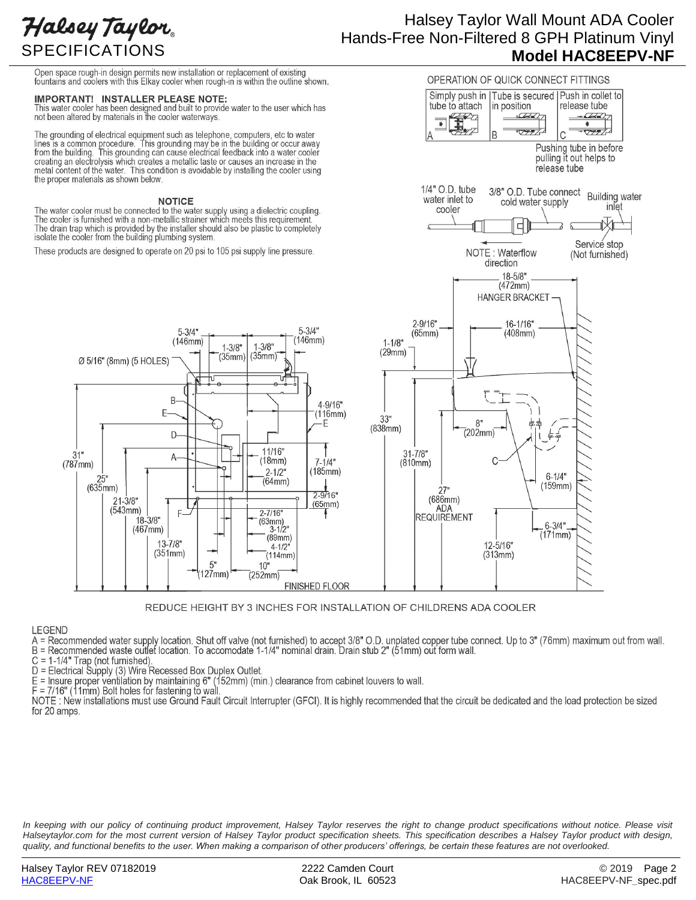# Halsey Taylor SPECIFICATIONS

## Halsey Taylor Wall Mount ADA Cooler Hands-Free Non-Filtered 8 GPH Platinum Vinyl

## Model HAC8EEPV-NF

Open space rough-in design permits new installation or replacement of existing fountains and coolers with this Elkay cooler when rough-in is within the outline shown.

**IMPORTANT! INSTALLER PLEASE NOTE:**
This water cooler has been designed and built to provide water to the user which has not been altered by materials in the cooler waterways.

The grounding of electrical equipment such as telephone, computers, etc to water lines is a common procedure. This grounding may be in the building or occur away from the building. This grounding can cause electrical feedback into a water cooler creating an electrolysis which creates a metallic taste or causes an increase in the metal content of the water. This condition is avoidable by installing the cooler using the proper materials as shown below.

**NOTICE**

The water cooler must be connected to the water supply using a dielectric coupling. The cooler is furnished with a non-metallic strainer which meets this requirement. The drain trap which is provided by the installer should also be plastic to completely isolate the cooler from the building plumbing system.

These products are designed to operate on 20 psi to 105 psi supply line pressure.

OPERATION OF QUICK CONNECT FITTINGS

A: Simply push in tube to attach
B: Tube is secured in position
C: Push in collet to release tube

Pushing tube in before pulling it out helps to release tube

1/4" O.D. tube water inlet to cooler
3/8" O.D. Tube connect cold water supply
Building water inlet
Service stop (Not furnished)
NOTE : Waterflow direction

18-5/8" (472mm)
HANGER BRACKET
2-9/16" (65mm)
16-1/16" (408mm)
1-1/8" (29mm)
33" (838mm)
8" (202mm)
31-7/8" (810mm)
C
6-1/4" (159mm)
27" (686mm) ADA REQUIREMENT
6-3/4" (171mm)
12-5/16" (313mm)

5-3/4" (146mm)
5-3/4" (146mm)
1-3/8" (35mm)
1-3/8" (35mm)
Ø 5/16" (8mm) (5 HOLES)
B
E
4-9/16" (116mm)
E
D
A
11/16" (18mm)
7-1/4" (185mm)
2-1/2" (64mm)
2-9/16" (65mm)
31" (787mm)
25" (635mm)
21-3/8" (543mm)
18-3/8" (467mm)
13-7/8" (351mm)
F
2-7/16" (63mm)
3-1/2" (89mm)
4-1/2" (114mm)
5" (127mm)
10" (252mm)
FINISHED FLOOR

REDUCE HEIGHT BY 3 INCHES FOR INSTALLATION OF CHILDRENS ADA COOLER

LEGEND

A = Recommended water supply location. Shut off valve (not furnished) to accept 3/8" O.D. unplated copper tube connect. Up to 3" (76mm) maximum out from wall.
B = Recommended waste outlet location. To accomodate 1-1/4" nominal drain. Drain stub 2" (51mm) out form wall.
C = 1-1/4" Trap (not furnished).
D = Electrical Supply (3) Wire Recessed Box Duplex Outlet.
E = Insure proper ventilation by maintaining 6" (152mm) (min.) clearance from cabinet louvers to wall.
F = 7/16" (11mm) Bolt holes for fastening to wall.
NOTE : New installations must use Ground Fault Circuit Interrupter (GFCI). It is highly recommended that the circuit be dedicated and the load protection be sized for 20 amps.

*In keeping with our policy of continuing product improvement, Halsey Taylor reserves the right to change product specifications without notice. Please visit Halseytaylor.com for the most current version of Halsey Taylor product specification sheets. This specification describes a Halsey Taylor product with design, quality, and functional benefits to the user. When making a comparison of other producers' offerings, be certain these features are not overlooked.*

Halsey Taylor REV 07182019
HAC8EEPV-NF
2222 Camden Court
Oak Brook, IL 60523
© 2019
HAC8EEPV-NF_spec.pdf